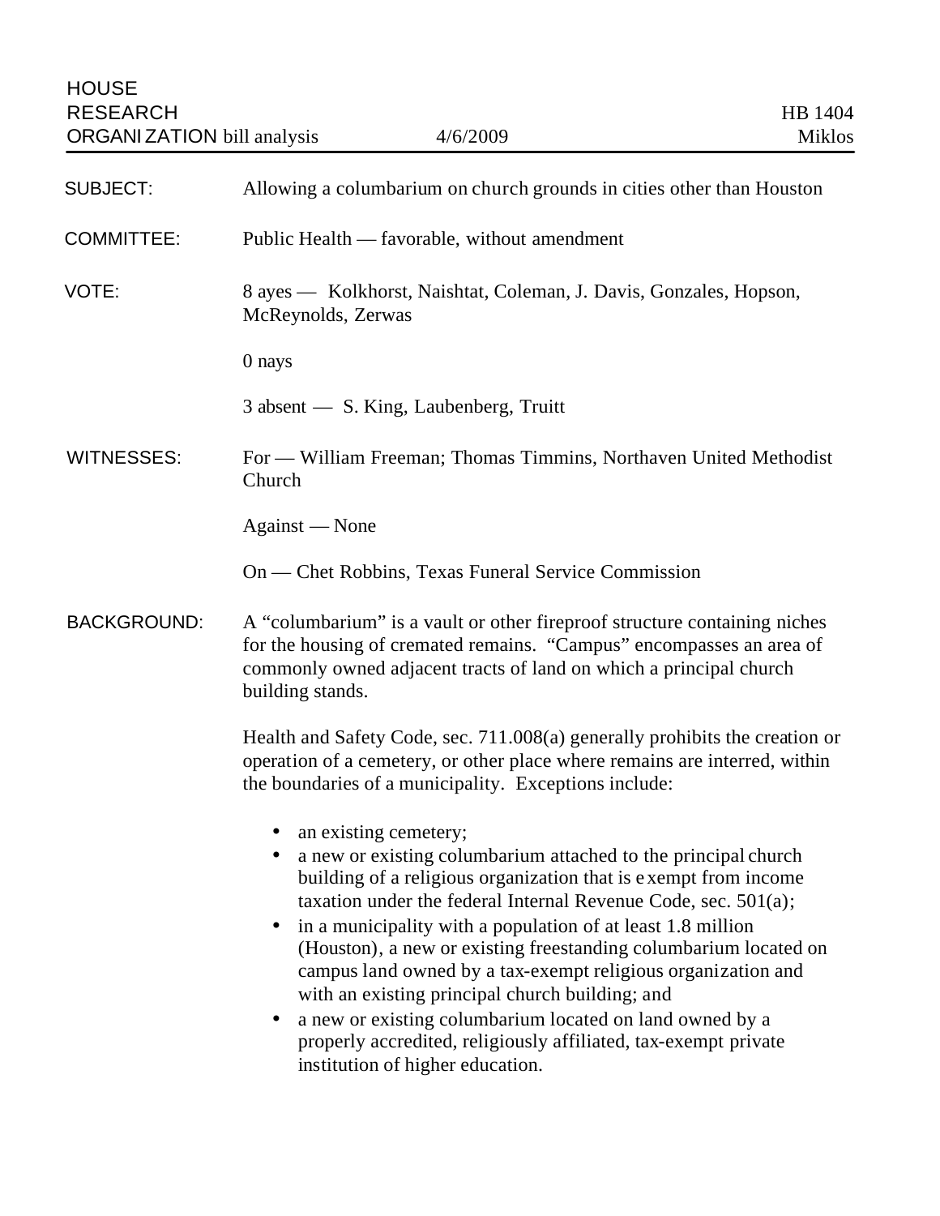HOUSE
RESEARCH
ORGANIZATION bill analysis 4/6/2009

HB 1404
Miklos

**SUBJECT:** Allowing a columbarium on church grounds in cities other than Houston

**COMMITTEE:** Public Health — favorable, without amendment

**VOTE:** 8 ayes — Kolkhorst, Naishtat, Coleman, J. Davis, Gonzales, Hopson, McReynolds, Zerwas

0 nays

3 absent — S. King, Laubenberg, Truitt

**WITNESSES:** For — William Freeman; Thomas Timmins, Northaven United Methodist Church

Against — None

On — Chet Robbins, Texas Funeral Service Commission

**BACKGROUND:** A "columbarium" is a vault or other fireproof structure containing niches for the housing of cremated remains. "Campus" encompasses an area of commonly owned adjacent tracts of land on which a principal church building stands.

Health and Safety Code, sec. 711.008(a) generally prohibits the creation or operation of a cemetery, or other place where remains are interred, within the boundaries of a municipality. Exceptions include:

- an existing cemetery;
- a new or existing columbarium attached to the principal church building of a religious organization that is exempt from income taxation under the federal Internal Revenue Code, sec. 501(a);
- in a municipality with a population of at least 1.8 million (Houston), a new or existing freestanding columbarium located on campus land owned by a tax-exempt religious organization and with an existing principal church building; and
- a new or existing columbarium located on land owned by a properly accredited, religiously affiliated, tax-exempt private institution of higher education.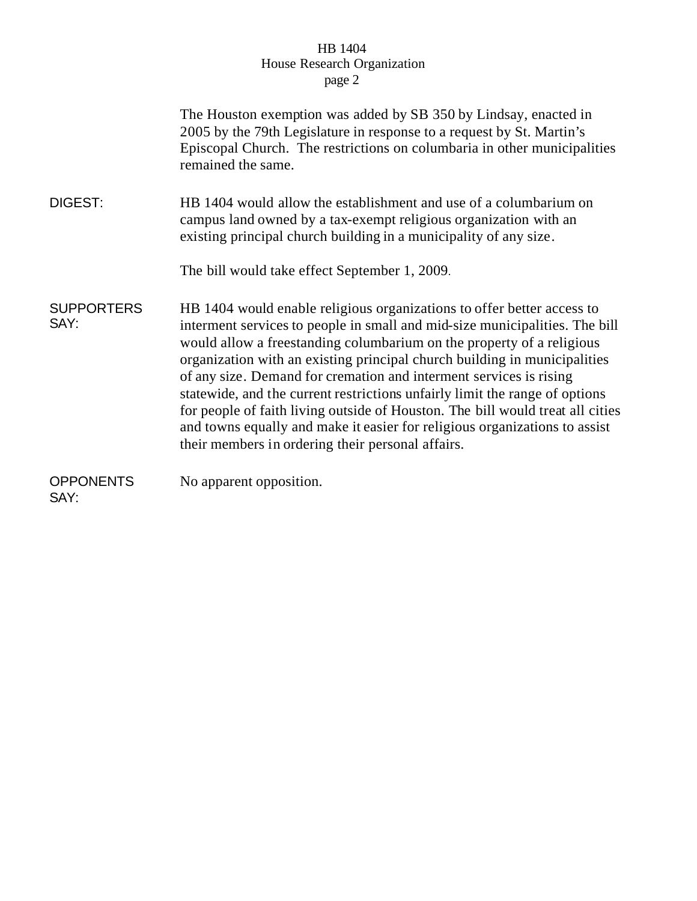The Houston exemption was added by SB 350 by Lindsay, enacted in 2005 by the 79th Legislature in response to a request by St. Martin's Episcopal Church. The restrictions on columbaria in other municipalities remained the same.

**DIGEST:**

HB 1404 would allow the establishment and use of a columbarium on campus land owned by a tax-exempt religious organization with an existing principal church building in a municipality of any size.

The bill would take effect September 1, 2009.

**SUPPORTERS SAY:**

HB 1404 would enable religious organizations to offer better access to interment services to people in small and mid-size municipalities. The bill would allow a freestanding columbarium on the property of a religious organization with an existing principal church building in municipalities of any size. Demand for cremation and interment services is rising statewide, and the current restrictions unfairly limit the range of options for people of faith living outside of Houston. The bill would treat all cities and towns equally and make it easier for religious organizations to assist their members in ordering their personal affairs.

**OPPONENTS SAY:**

No apparent opposition.